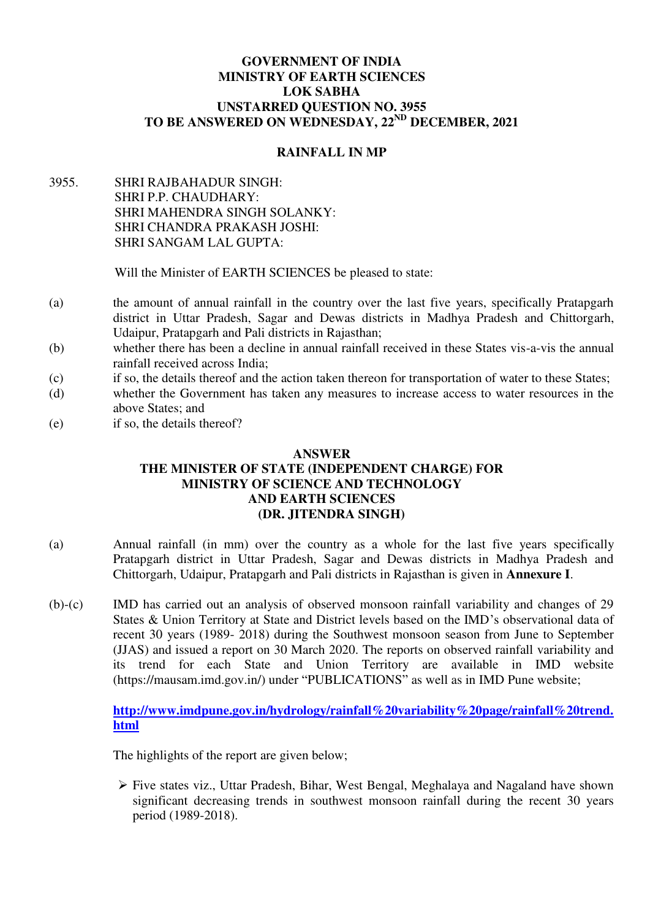**GOVERNMENT OF INDIA**
**MINISTRY OF EARTH SCIENCES**
**LOK SABHA**
**UNSTARRED QUESTION NO. 3955**
**TO BE ANSWERED ON WEDNESDAY, 22ND DECEMBER, 2021**

**RAINFALL IN MP**

3955. SHRI RAJBAHADUR SINGH:
SHRI P.P. CHAUDHARY:
SHRI MAHENDRA SINGH SOLANKY:
SHRI CHANDRA PRAKASH JOSHI:
SHRI SANGAM LAL GUPTA:

Will the Minister of EARTH SCIENCES be pleased to state:

(a) the amount of annual rainfall in the country over the last five years, specifically Pratapgarh district in Uttar Pradesh, Sagar and Dewas districts in Madhya Pradesh and Chittorgarh, Udaipur, Pratapgarh and Pali districts in Rajasthan;

(b) whether there has been a decline in annual rainfall received in these States vis-a-vis the annual rainfall received across India;

(c) if so, the details thereof and the action taken thereon for transportation of water to these States;

(d) whether the Government has taken any measures to increase access to water resources in the above States; and

(e) if so, the details thereof?

**ANSWER**
**THE MINISTER OF STATE (INDEPENDENT CHARGE) FOR MINISTRY OF SCIENCE AND TECHNOLOGY AND EARTH SCIENCES**
**(DR. JITENDRA SINGH)**

(a) Annual rainfall (in mm) over the country as a whole for the last five years specifically Pratapgarh district in Uttar Pradesh, Sagar and Dewas districts in Madhya Pradesh and Chittorgarh, Udaipur, Pratapgarh and Pali districts in Rajasthan is given in **Annexure I**.

(b)-(c) IMD has carried out an analysis of observed monsoon rainfall variability and changes of 29 States & Union Territory at State and District levels based on the IMD's observational data of recent 30 years (1989- 2018) during the Southwest monsoon season from June to September (JJAS) and issued a report on 30 March 2020. The reports on observed rainfall variability and its trend for each State and Union Territory are available in IMD website (https://mausam.imd.gov.in/) under "PUBLICATIONS" as well as in IMD Pune website;

**http://www.imdpune.gov.in/hydrology/rainfall%20variability%20page/rainfall%20trend.html**

The highlights of the report are given below;

- Five states viz., Uttar Pradesh, Bihar, West Bengal, Meghalaya and Nagaland have shown significant decreasing trends in southwest monsoon rainfall during the recent 30 years period (1989-2018).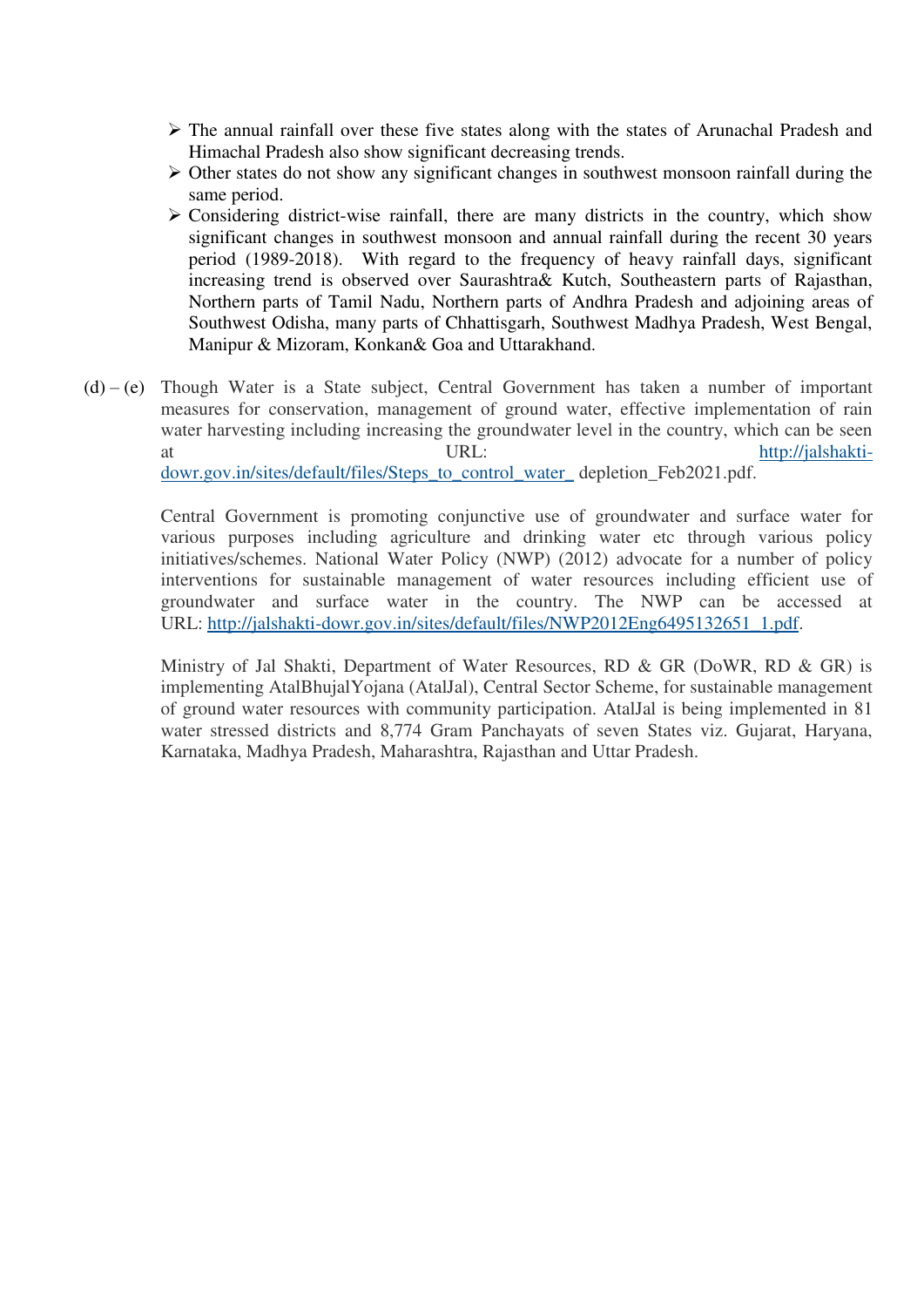- The annual rainfall over these five states along with the states of Arunachal Pradesh and Himachal Pradesh also show significant decreasing trends.
- Other states do not show any significant changes in southwest monsoon rainfall during the same period.
- Considering district-wise rainfall, there are many districts in the country, which show significant changes in southwest monsoon and annual rainfall during the recent 30 years period (1989-2018). With regard to the frequency of heavy rainfall days, significant increasing trend is observed over Saurashtra& Kutch, Southeastern parts of Rajasthan, Northern parts of Tamil Nadu, Northern parts of Andhra Pradesh and adjoining areas of Southwest Odisha, many parts of Chhattisgarh, Southwest Madhya Pradesh, West Bengal, Manipur & Mizoram, Konkan& Goa and Uttarakhand.

(d) – (e) Though Water is a State subject, Central Government has taken a number of important measures for conservation, management of ground water, effective implementation of rain water harvesting including increasing the groundwater level in the country, which can be seen at URL: http://jalshakti-dowr.gov.in/sites/default/files/Steps_to_control_water_ depletion_Feb2021.pdf.

Central Government is promoting conjunctive use of groundwater and surface water for various purposes including agriculture and drinking water etc through various policy initiatives/schemes. National Water Policy (NWP) (2012) advocate for a number of policy interventions for sustainable management of water resources including efficient use of groundwater and surface water in the country. The NWP can be accessed at URL: http://jalshakti-dowr.gov.in/sites/default/files/NWP2012Eng6495132651_1.pdf.

Ministry of Jal Shakti, Department of Water Resources, RD & GR (DoWR, RD & GR) is implementing AtalBhujalYojana (AtalJal), Central Sector Scheme, for sustainable management of ground water resources with community participation. AtalJal is being implemented in 81 water stressed districts and 8,774 Gram Panchayats of seven States viz. Gujarat, Haryana, Karnataka, Madhya Pradesh, Maharashtra, Rajasthan and Uttar Pradesh.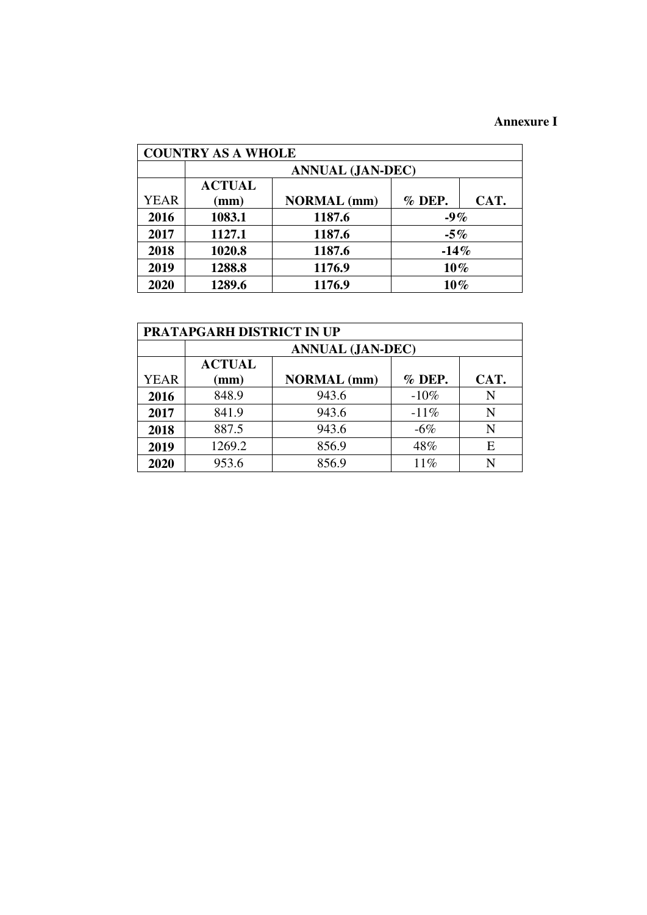**Annexure I**

| COUNTRY AS A WHOLE | | | | |
|---|---|---|---|---|
| | ANNUAL (JAN-DEC) | | | |
| YEAR | ACTUAL (mm) | NORMAL (mm) | % DEP. | CAT. |
| **2016** | **1083.1** | **1187.6** | **-9%** | |
| **2017** | **1127.1** | **1187.6** | **-5%** | |
| **2018** | **1020.8** | **1187.6** | **-14%** | |
| **2019** | **1288.8** | **1176.9** | **10%** | |
| **2020** | **1289.6** | **1176.9** | **10%** | |

| PRATAPGARH DISTRICT IN UP | | | | |
|---|---|---|---|---|
| | ANNUAL (JAN-DEC) | | | |
| YEAR | ACTUAL (mm) | NORMAL (mm) | % DEP. | CAT. |
| **2016** | 848.9 | 943.6 | -10% | N |
| **2017** | 841.9 | 943.6 | -11% | N |
| **2018** | 887.5 | 943.6 | -6% | N |
| **2019** | 1269.2 | 856.9 | 48% | E |
| **2020** | 953.6 | 856.9 | 11% | N |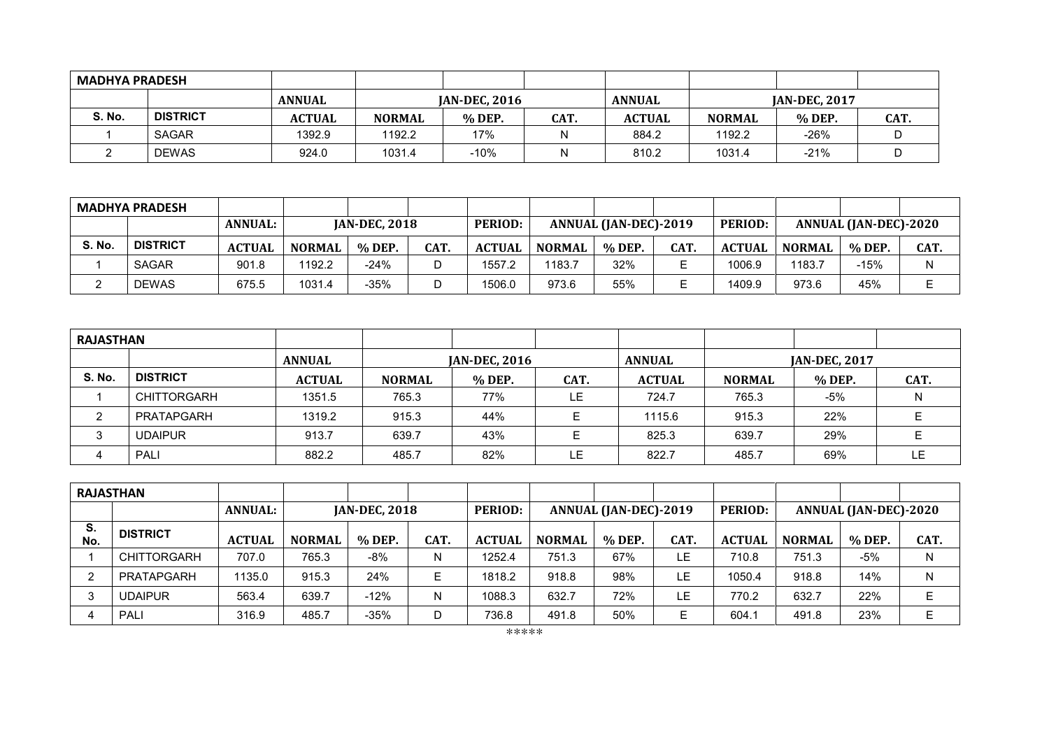| MADHYA PRADESH | | | | | | | | | |
|---|---|---|---|---|---|---|---|---|---|
| | | ANNUAL | JAN-DEC, 2016 | | | ANNUAL | JAN-DEC, 2017 | | |
| S. No. | DISTRICT | ACTUAL | NORMAL | % DEP. | CAT. | ACTUAL | NORMAL | % DEP. | CAT. |
| 1 | SAGAR | 1392.9 | 1192.2 | 17% | N | 884.2 | 1192.2 | -26% | D |
| 2 | DEWAS | 924.0 | 1031.4 | -10% | N | 810.2 | 1031.4 | -21% | D |

| MADHYA PRADESH | | | | | | | | | | | | | |
|---|---|---|---|---|---|---|---|---|---|---|---|---|---|
| | | ANNUAL: | JAN-DEC, 2018 | | | PERIOD: | ANNUAL (JAN-DEC)-2019 | | | PERIOD: | ANNUAL (JAN-DEC)-2020 | | |
| S. No. | DISTRICT | ACTUAL | NORMAL | % DEP. | CAT. | ACTUAL | NORMAL | % DEP. | CAT. | ACTUAL | NORMAL | % DEP. | CAT. |
| 1 | SAGAR | 901.8 | 1192.2 | -24% | D | 1557.2 | 1183.7 | 32% | E | 1006.9 | 1183.7 | -15% | N |
| 2 | DEWAS | 675.5 | 1031.4 | -35% | D | 1506.0 | 973.6 | 55% | E | 1409.9 | 973.6 | 45% | E |

| RAJASTHAN | | | | | | | | | |
|---|---|---|---|---|---|---|---|---|---|
| | | ANNUAL | JAN-DEC, 2016 | | | ANNUAL | JAN-DEC, 2017 | | |
| S. No. | DISTRICT | ACTUAL | NORMAL | % DEP. | CAT. | ACTUAL | NORMAL | % DEP. | CAT. |
| 1 | CHITTORGARH | 1351.5 | 765.3 | 77% | LE | 724.7 | 765.3 | -5% | N |
| 2 | PRATAPGARH | 1319.2 | 915.3 | 44% | E | 1115.6 | 915.3 | 22% | E |
| 3 | UDAIPUR | 913.7 | 639.7 | 43% | E | 825.3 | 639.7 | 29% | E |
| 4 | PALI | 882.2 | 485.7 | 82% | LE | 822.7 | 485.7 | 69% | LE |

| RAJASTHAN | | | | | | | | | | | | | |
|---|---|---|---|---|---|---|---|---|---|---|---|---|---|
| | | ANNUAL: | JAN-DEC, 2018 | | | PERIOD: | ANNUAL (JAN-DEC)-2019 | | | PERIOD: | ANNUAL (JAN-DEC)-2020 | | |
| S. No. | DISTRICT | ACTUAL | NORMAL | % DEP. | CAT. | ACTUAL | NORMAL | % DEP. | CAT. | ACTUAL | NORMAL | % DEP. | CAT. |
| 1 | CHITTORGARH | 707.0 | 765.3 | -8% | N | 1252.4 | 751.3 | 67% | LE | 710.8 | 751.3 | -5% | N |
| 2 | PRATAPGARH | 1135.0 | 915.3 | 24% | E | 1818.2 | 918.8 | 98% | LE | 1050.4 | 918.8 | 14% | N |
| 3 | UDAIPUR | 563.4 | 639.7 | -12% | N | 1088.3 | 632.7 | 72% | LE | 770.2 | 632.7 | 22% | E |
| 4 | PALI | 316.9 | 485.7 | -35% | D | 736.8 | 491.8 | 50% | E | 604.1 | 491.8 | 23% | E |

*****